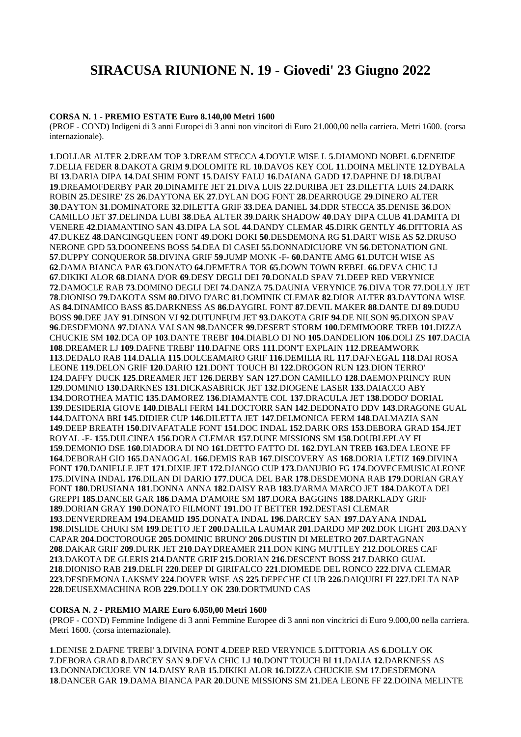# SIRACUSA RIUNIONE N. 19 - Giovedi' 23 Giugno 2022

**CORSA N. 1 - PREMIO ESTATE Euro 8.140,00 Metri 1600**
(PROF - COND) Indigeni di 3 anni Europei di 3 anni non vincitori di Euro 21.000,00 nella carriera. Metri 1600. (corsa internazionale).

**1**.DOLLAR ALTER **2**.DREAM TOP **3**.DREAM STECCA **4**.DOYLE WISE L **5**.DIAMOND NOBEL **6**.DENEIDE **7**.DELIA FEDER **8**.DAKOTA GRIM **9**.DOLOMITE RL **10**.DAVOS KEY COL **11**.DOINA MELINTE **12**.DYBALA BI **13**.DARIA DIPA **14**.DALSHIM FONT **15**.DAISY FALU **16**.DAIANA GADD **17**.DAPHNE DJ **18**.DUBAI **19**.DREAMOFDERBY PAR **20**.DINAMITE JET **21**.DIVA LUIS **22**.DURIBA JET **23**.DILETTA LUIS **24**.DARK ROBIN **25**.DESIRE' ZS **26**.DAYTONA EK **27**.DYLAN DOG FONT **28**.DEARROUGE **29**.DINERO ALTER **30**.DAYTON **31**.DOMINATORE **32**.DILETTA GRIF **33**.DEA DANIEL **34**.DDR STECCA **35**.DENISE **36**.DON CAMILLO JET **37**.DELINDA LUBI **38**.DEA ALTER **39**.DARK SHADOW **40**.DAY DIPA CLUB **41**.DAMITA DI VENERE **42**.DIAMANTINO SAN **43**.DIPA LA SOL **44**.DANDY CLEMAR **45**.DIRK GENTLY **46**.DITTORIA AS **47**.DUKEZ **48**.DANCINGQUEEN FONT **49**.DOKI DOKI **50**.DESDEMONA RG **51**.DART WISE AS **52**.DRUSO NERONE GPD **53**.DOONEENS BOSS **54**.DEA DI CASEI **55**.DONNADICUORE VN **56**.DETONATION GNL **57**.DUPPY CONQUEROR **58**.DIVINA GRIF **59**.JUMP MONK -F- **60**.DANTE AMG **61**.DUTCH WISE AS **62**.DAMA BIANCA PAR **63**.DONATO **64**.DEMETRA TOR **65**.DOWN TOWN REBEL **66**.DEVA CHIC LJ **67**.DIKIKI ALOR **68**.DIANA D'OR **69**.DESY DEGLI DEI **70**.DONALD SPAV **71**.DEEP RED VERYNICE **72**.DAMOCLE RAB **73**.DOMINO DEGLI DEI **74**.DANZA **75**.DAUNIA VERYNICE **76**.DIVA TOR **77**.DOLLY JET **78**.DIONISO **79**.DAKOTA SSM **80**.DIVO D'ARC **81**.DOMINIK CLEMAR **82**.DIOR ALTER **83**.DAYTONA WISE AS **84**.DINAMICO BASS **85**.DARKNESS AS **86**.DAYGIRL FONT **87**.DEVIL MAKER **88**.DANTE DJ **89**.DUDU BOSS **90**.DEE JAY **91**.DINSON VJ **92**.DUTUNFUM JET **93**.DAKOTA GRIF **94**.DE NILSON **95**.DIXON SPAV **96**.DESDEMONA **97**.DIANA VALSAN **98**.DANCER **99**.DESERT STORM **100**.DEMIMOORE TREB **101**.DIZZA CHUCKIE SM **102**.DCA OP **103**.DANTE TREBI' **104**.DIABLO DI NO **105**.DANDELION **106**.DOLI ZS **107**.DACIA **108**.DREAMER LJ **109**.DAFNE TREBI' **110**.DAFNE ORS **111**.DON'T EXPLAIN **112**.DREAMWORK **113**.DEDALO RAB **114**.DALIA **115**.DOLCEAMARO GRIF **116**.DEMILIA RL **117**.DAFNEGAL **118**.DAI ROSA LEONE **119**.DELON GRIF **120**.DARIO **121**.DONT TOUCH BI **122**.DROGON RUN **123**.DION TERRO' **124**.DAFFY DUCK **125**.DREAMER JET **126**.DERBY SAN **127**.DON CAMILLO **128**.DAEMONPRINCY RUN **129**.DOMINIO **130**.DARKNES **131**.DICKASABRICK JET **132**.DIOGENE LASER **133**.DAIACCO ABY **134**.DOROTHEA MATIC **135**.DAMOREZ **136**.DIAMANTE COL **137**.DRACULA JET **138**.DODO' DORIAL **139**.DESIDERIA GIOVE **140**.DIBALI FERM **141**.DOCTORR SAN **142**.DEDONATO DDV **143**.DRAGONE GUAL **144**.DAITONA BRI **145**.DIDIER CUP **146**.DILETTA JET **147**.DELMONICA FERM **148**.DALMAZIA SAN **149**.DEEP BREATH **150**.DIVAFATALE FONT **151**.DOC INDAL **152**.DARK ORS **153**.DEBORA GRAD **154**.JET ROYAL -F- **155**.DULCINEA **156**.DORA CLEMAR **157**.DUNE MISSIONS SM **158**.DOUBLEPLAY FI **159**.DEMONIO DSE **160**.DIADORA DI NO **161**.DETTO FATTO DL **162**.DYLAN TREB **163**.DEA LEONE FF **164**.DEBORAH GIO **165**.DANAOGAL **166**.DEMIS RAB **167**.DISCOVERY AS **168**.DORIA LETIZ **169**.DIVINA FONT **170**.DANIELLE JET **171**.DIXIE JET **172**.DJANGO CUP **173**.DANUBIO FG **174**.DOVECEMUSICALEONE **175**.DIVINA INDAL **176**.DILAN DI DARIO **177**.DUCA DEL BAR **178**.DESDEMONA RAB **179**.DORIAN GRAY FONT **180**.DRUSIANA **181**.DONNA ANNA **182**.DAISY RAB **183**.D'ARMA MARCO JET **184**.DAKOTA DEI GREPPI **185**.DANCER GAR **186**.DAMA D'AMORE SM **187**.DORA BAGGINS **188**.DARKLADY GRIF **189**.DORIAN GRAY **190**.DONATO FILMONT **191**.DO IT BETTER **192**.DESTASI CLEMAR **193**.DENVERDREAM **194**.DEAMID **195**.DONATA INDAL **196**.DARCEY SAN **197**.DAYANA INDAL **198**.DISLIDE CHUKI SM **199**.DETTO JET **200**.DALILA LAUMAR **201**.DARDO MP **202**.DOK LIGHT **203**.DANY CAPAR **204**.DOCTOROUGE **205**.DOMINIC BRUNO' **206**.DUSTIN DI MELETRO **207**.DARTAGNAN **208**.DAKAR GRIF **209**.DURK JET **210**.DAYDREAMER **211**.DON KING MUTTLEY **212**.DOLORES CAF **213**.DAKOTA DE GLERIS **214**.DANTE GRIF **215**.DORIAN **216**.DESCENT BOSS **217**.DARKO GUAL **218**.DIONISO RAB **219**.DELFI **220**.DEEP DI GIRIFALCO **221**.DIOMEDE DEL RONCO **222**.DIVA CLEMAR **223**.DESDEMONA LAKSMY **224**.DOVER WISE AS **225**.DEPECHE CLUB **226**.DAIQUIRI FI **227**.DELTA NAP **228**.DEUSEXMACHINA ROB **229**.DOLLY OK **230**.DORTMUND CAS

**CORSA N. 2 - PREMIO MARE Euro 6.050,00 Metri 1600**
(PROF - COND) Femmine Indigene di 3 anni Femmine Europee di 3 anni non vincitrici di Euro 9.000,00 nella carriera. Metri 1600. (corsa internazionale).

**1**.DENISE **2**.DAFNE TREBI' **3**.DIVINA FONT **4**.DEEP RED VERYNICE **5**.DITTORIA AS **6**.DOLLY OK **7**.DEBORA GRAD **8**.DARCEY SAN **9**.DEVA CHIC LJ **10**.DONT TOUCH BI **11**.DALIA **12**.DARKNESS AS **13**.DONNADICUORE VN **14**.DAISY RAB **15**.DIKIKI ALOR **16**.DIZZA CHUCKIE SM **17**.DESDEMONA **18**.DANCER GAR **19**.DAMA BIANCA PAR **20**.DUNE MISSIONS SM **21**.DEA LEONE FF **22**.DOINA MELINTE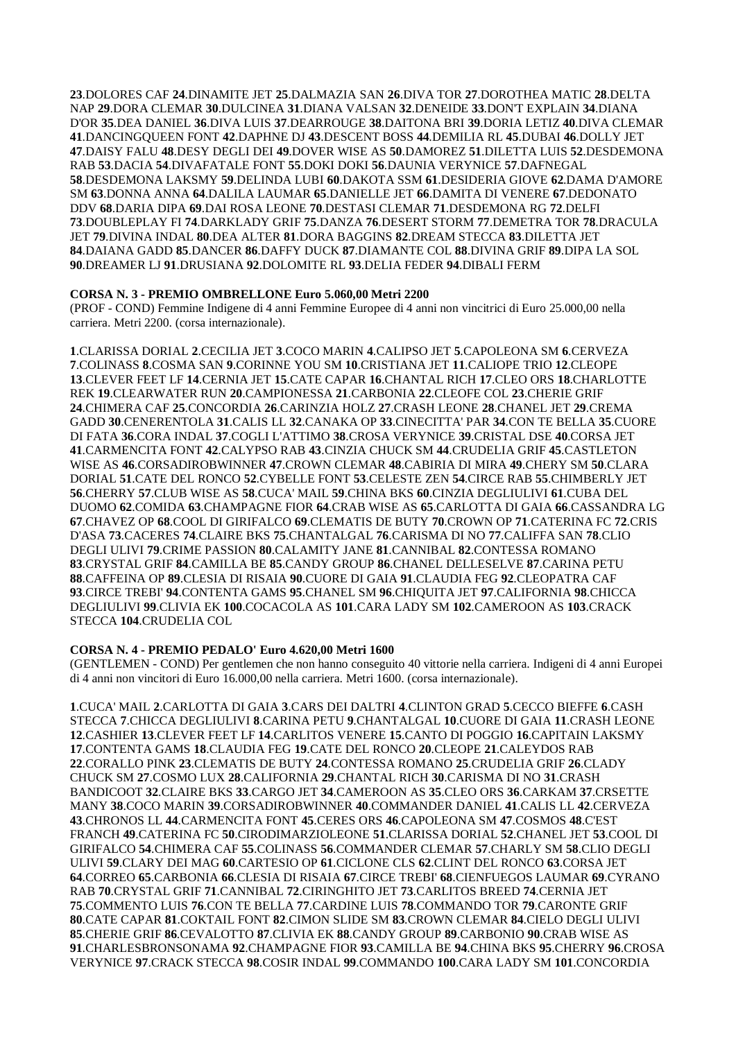**23**.DOLORES CAF **24**.DINAMITE JET **25**.DALMAZIA SAN **26**.DIVA TOR **27**.DOROTHEA MATIC **28**.DELTA NAP **29**.DORA CLEMAR **30**.DULCINEA **31**.DIANA VALSAN **32**.DENEIDE **33**.DON'T EXPLAIN **34**.DIANA D'OR **35**.DEA DANIEL **36**.DIVA LUIS **37**.DEARROUGE **38**.DAITONA BRI **39**.DORIA LETIZ **40**.DIVA CLEMAR **41**.DANCINGQUEEN FONT **42**.DAPHNE DJ **43**.DESCENT BOSS **44**.DEMILIA RL **45**.DUBAI **46**.DOLLY JET **47**.DAISY FALU **48**.DESY DEGLI DEI **49**.DOVER WISE AS **50**.DAMOREZ **51**.DILETTA LUIS **52**.DESDEMONA RAB **53**.DACIA **54**.DIVAFATALE FONT **55**.DOKI DOKI **56**.DAUNIA VERYNICE **57**.DAFNEGAL **58**.DESDEMONA LAKSMY **59**.DELINDA LUBI **60**.DAKOTA SSM **61**.DESIDERIA GIOVE **62**.DAMA D'AMORE SM **63**.DONNA ANNA **64**.DALILA LAUMAR **65**.DANIELLE JET **66**.DAMITA DI VENERE **67**.DEDONATO DDV **68**.DARIA DIPA **69**.DAI ROSA LEONE **70**.DESTASI CLEMAR **71**.DESDEMONA RG **72**.DELFI **73**.DOUBLEPLAY FI **74**.DARKLADY GRIF **75**.DANZA **76**.DESERT STORM **77**.DEMETRA TOR **78**.DRACULA JET **79**.DIVINA INDAL **80**.DEA ALTER **81**.DORA BAGGINS **82**.DREAM STECCA **83**.DILETTA JET **84**.DAIANA GADD **85**.DANCER **86**.DAFFY DUCK **87**.DIAMANTE COL **88**.DIVINA GRIF **89**.DIPA LA SOL **90**.DREAMER LJ **91**.DRUSIANA **92**.DOLOMITE RL **93**.DELIA FEDER **94**.DIBALI FERM

**CORSA N. 3 - PREMIO OMBRELLONE Euro 5.060,00 Metri 2200**

(PROF - COND) Femmine Indigene di 4 anni Femmine Europee di 4 anni non vincitrici di Euro 25.000,00 nella carriera. Metri 2200. (corsa internazionale).

**1**.CLARISSA DORIAL **2**.CECILIA JET **3**.COCO MARIN **4**.CALIPSO JET **5**.CAPOLEONA SM **6**.CERVEZA **7**.COLINASS **8**.COSMA SAN **9**.CORINNE YOU SM **10**.CRISTIANA JET **11**.CALIOPE TRIO **12**.CLEOPE **13**.CLEVER FEET LF **14**.CERNIA JET **15**.CATE CAPAR **16**.CHANTAL RICH **17**.CLEO ORS **18**.CHARLOTTE REK **19**.CLEARWATER RUN **20**.CAMPIONESSA **21**.CARBONIA **22**.CLEOFE COL **23**.CHERIE GRIF **24**.CHIMERA CAF **25**.CONCORDIA **26**.CARINZIA HOLZ **27**.CRASH LEONE **28**.CHANEL JET **29**.CREMA GADD **30**.CENERENTOLA **31**.CALIS LL **32**.CANAKA OP **33**.CINECITTA' PAR **34**.CON TE BELLA **35**.CUORE DI FATA **36**.CORA INDAL **37**.COGLI L'ATTIMO **38**.CROSA VERYNICE **39**.CRISTAL DSE **40**.CORSA JET **41**.CARMENCITA FONT **42**.CALYPSO RAB **43**.CINZIA CHUCK SM **44**.CRUDELIA GRIF **45**.CASTLETON WISE AS **46**.CORSADIROBWINNER **47**.CROWN CLEMAR **48**.CABIRIA DI MIRA **49**.CHERY SM **50**.CLARA DORIAL **51**.CATE DEL RONCO **52**.CYBELLE FONT **53**.CELESTE ZEN **54**.CIRCE RAB **55**.CHIMBERLY JET **56**.CHERRY **57**.CLUB WISE AS **58**.CUCA' MAIL **59**.CHINA BKS **60**.CINZIA DEGLIULIVI **61**.CUBA DEL DUOMO **62**.COMIDA **63**.CHAMPAGNE FIOR **64**.CRAB WISE AS **65**.CARLOTTA DI GAIA **66**.CASSANDRA LG **67**.CHAVEZ OP **68**.COOL DI GIRIFALCO **69**.CLEMATIS DE BUTY **70**.CROWN OP **71**.CATERINA FC **72**.CRIS D'ASA **73**.CACERES **74**.CLAIRE BKS **75**.CHANTALGAL **76**.CARISMA DI NO **77**.CALIFFA SAN **78**.CLIO DEGLI ULIVI **79**.CRIME PASSION **80**.CALAMITY JANE **81**.CANNIBAL **82**.CONTESSA ROMANO **83**.CRYSTAL GRIF **84**.CAMILLA BE **85**.CANDY GROUP **86**.CHANEL DELLESELVE **87**.CARINA PETU **88**.CAFFEINA OP **89**.CLESIA DI RISAIA **90**.CUORE DI GAIA **91**.CLAUDIA FEG **92**.CLEOPATRA CAF **93**.CIRCE TREBI' **94**.CONTENTA GAMS **95**.CHANEL SM **96**.CHIQUITA JET **97**.CALIFORNIA **98**.CHICCA DEGLIULIVI **99**.CLIVIA EK **100**.COCACOLA AS **101**.CARA LADY SM **102**.CAMEROON AS **103**.CRACK STECCA **104**.CRUDELIA COL

**CORSA N. 4 - PREMIO PEDALO' Euro 4.620,00 Metri 1600**

(GENTLEMEN - COND) Per gentlemen che non hanno conseguito 40 vittorie nella carriera. Indigeni di 4 anni Europei di 4 anni non vincitori di Euro 16.000,00 nella carriera. Metri 1600. (corsa internazionale).

**1**.CUCA' MAIL **2**.CARLOTTA DI GAIA **3**.CARS DEI DALTRI **4**.CLINTON GRAD **5**.CECCO BIEFFE **6**.CASH STECCA **7**.CHICCA DEGLIULIVI **8**.CARINA PETU **9**.CHANTALGAL **10**.CUORE DI GAIA **11**.CRASH LEONE **12**.CASHIER **13**.CLEVER FEET LF **14**.CARLITOS VENERE **15**.CANTO DI POGGIO **16**.CAPITAIN LAKSMY **17**.CONTENTA GAMS **18**.CLAUDIA FEG **19**.CATE DEL RONCO **20**.CLEOPE **21**.CALEYDOS RAB **22**.CORALLO PINK **23**.CLEMATIS DE BUTY **24**.CONTESSA ROMANO **25**.CRUDELIA GRIF **26**.CLADY CHUCK SM **27**.COSMO LUX **28**.CALIFORNIA **29**.CHANTAL RICH **30**.CARISMA DI NO **31**.CRASH BANDICOOT **32**.CLAIRE BKS **33**.CARGO JET **34**.CAMEROON AS **35**.CLEO ORS **36**.CARKAM **37**.CRSETTE MANY **38**.COCO MARIN **39**.CORSADIROBWINNER **40**.COMMANDER DANIEL **41**.CALIS LL **42**.CERVEZA **43**.CHRONOS LL **44**.CARMENCITA FONT **45**.CERES ORS **46**.CAPOLEONA SM **47**.COSMOS **48**.C'EST FRANCH **49**.CATERINA FC **50**.CIRODIMARZIOLEONE **51**.CLARISSA DORIAL **52**.CHANEL JET **53**.COOL DI GIRIFALCO **54**.CHIMERA CAF **55**.COLINASS **56**.COMMANDER CLEMAR **57**.CHARLY SM **58**.CLIO DEGLI ULIVI **59**.CLARY DEI MAG **60**.CARTESIO OP **61**.CICLONE CLS **62**.CLINT DEL RONCO **63**.CORSA JET **64**.CORREO **65**.CARBONIA **66**.CLESIA DI RISAIA **67**.CIRCE TREBI' **68**.CIENFUEGOS LAUMAR **69**.CYRANO RAB **70**.CRYSTAL GRIF **71**.CANNIBAL **72**.CIRINGHITO JET **73**.CARLITOS BREED **74**.CERNIA JET **75**.COMMENTO LUIS **76**.CON TE BELLA **77**.CARDINE LUIS **78**.COMMANDO TOR **79**.CARONTE GRIF **80**.CATE CAPAR **81**.COKTAIL FONT **82**.CIMON SLIDE SM **83**.CROWN CLEMAR **84**.CIELO DEGLI ULIVI **85**.CHERIE GRIF **86**.CEVALOTTO **87**.CLIVIA EK **88**.CANDY GROUP **89**.CARBONIO **90**.CRAB WISE AS **91**.CHARLESBRONSONAMA **92**.CHAMPAGNE FIOR **93**.CAMILLA BE **94**.CHINA BKS **95**.CHERRY **96**.CROSA VERYNICE **97**.CRACK STECCA **98**.COSIR INDAL **99**.COMMANDO **100**.CARA LADY SM **101**.CONCORDIA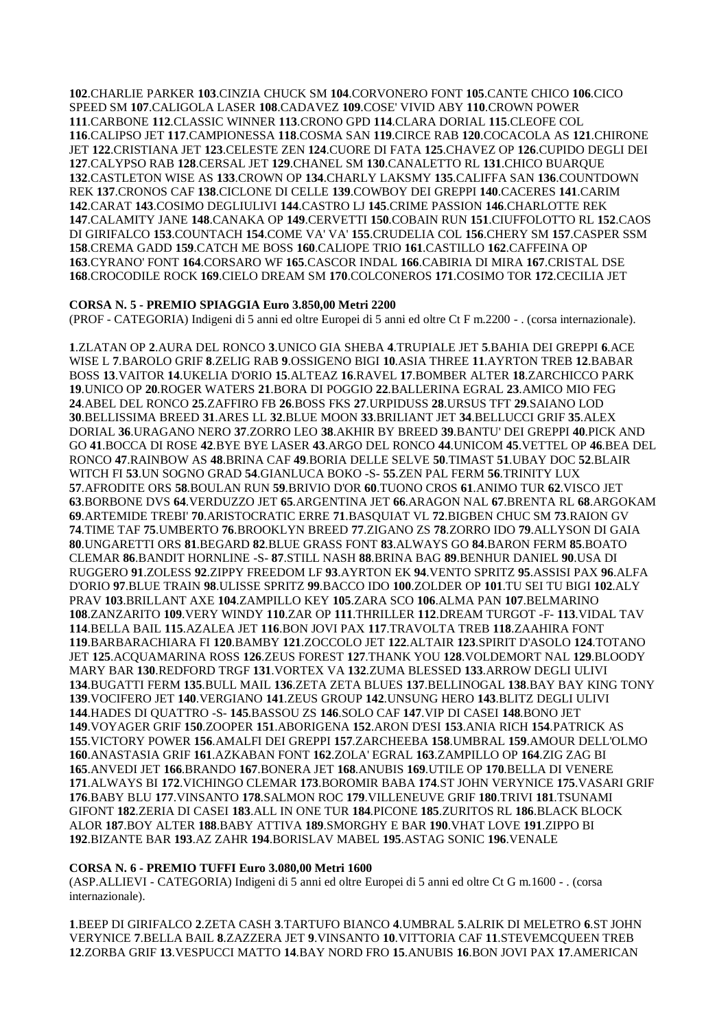**102**.CHARLIE PARKER **103**.CINZIA CHUCK SM **104**.CORVONERO FONT **105**.CANTE CHICO **106**.CICO SPEED SM **107**.CALIGOLA LASER **108**.CADAVEZ **109**.COSE' VIVID ABY **110**.CROWN POWER **111**.CARBONE **112**.CLASSIC WINNER **113**.CRONO GPD **114**.CLARA DORIAL **115**.CLEOFE COL **116**.CALIPSO JET **117**.CAMPIONESSA **118**.COSMA SAN **119**.CIRCE RAB **120**.COCACOLA AS **121**.CHIRONE JET **122**.CRISTIANA JET **123**.CELESTE ZEN **124**.CUORE DI FATA **125**.CHAVEZ OP **126**.CUPIDO DEGLI DEI **127**.CALYPSO RAB **128**.CERSAL JET **129**.CHANEL SM **130**.CANALETTO RL **131**.CHICO BUARQUE **132**.CASTLETON WISE AS **133**.CROWN OP **134**.CHARLY LAKSMY **135**.CALIFFA SAN **136**.COUNTDOWN REK **137**.CRONOS CAF **138**.CICLONE DI CELLE **139**.COWBOY DEI GREPPI **140**.CACERES **141**.CARIM **142**.CARAT **143**.COSIMO DEGLIULIVI **144**.CASTRO LJ **145**.CRIME PASSION **146**.CHARLOTTE REK **147**.CALAMITY JANE **148**.CANAKA OP **149**.CERVETTI **150**.COBAIN RUN **151**.CIUFFOLOTTO RL **152**.CAOS DI GIRIFALCO **153**.COUNTACH **154**.COME VA' VA' **155**.CRUDELIA COL **156**.CHERY SM **157**.CASPER SSM **158**.CREMA GADD **159**.CATCH ME BOSS **160**.CALIOPE TRIO **161**.CASTILLO **162**.CAFFEINA OP **163**.CYRANO' FONT **164**.CORSARO WF **165**.CASCOR INDAL **166**.CABIRIA DI MIRA **167**.CRISTAL DSE **168**.CROCODILE ROCK **169**.CIELO DREAM SM **170**.COLCONEROS **171**.COSIMO TOR **172**.CECILIA JET

**CORSA N. 5 - PREMIO SPIAGGIA Euro 3.850,00 Metri 2200**

(PROF - CATEGORIA) Indigeni di 5 anni ed oltre Europei di 5 anni ed oltre Ct F m.2200 - . (corsa internazionale).

**1**.ZLATAN OP **2**.AURA DEL RONCO **3**.UNICO GIA SHEBA **4**.TRUPIALE JET **5**.BAHIA DEI GREPPI **6**.ACE WISE L **7**.BAROLO GRIF **8**.ZELIG RAB **9**.OSSIGENO BIGI **10**.ASIA THREE **11**.AYRTON TREB **12**.BABAR BOSS **13**.VAITOR **14**.UKELIA D'ORIO **15**.ALTEAZ **16**.RAVEL **17**.BOMBER ALTER **18**.ZARCHICCO PARK **19**.UNICO OP **20**.ROGER WATERS **21**.BORA DI POGGIO **22**.BALLERINA EGRAL **23**.AMICO MIO FEG **24**.ABEL DEL RONCO **25**.ZAFFIRO FB **26**.BOSS FKS **27**.URPIDUSS **28**.URSUS TFT **29**.SAIANO LOD **30**.BELLISSIMA BREED **31**.ARES LL **32**.BLUE MOON **33**.BRILIANT JET **34**.BELLUCCI GRIF **35**.ALEX DORIAL **36**.URAGANO NERO **37**.ZORRO LEO **38**.AKHIR BY BREED **39**.BANTU' DEI GREPPI **40**.PICK AND GO **41**.BOCCA DI ROSE **42**.BYE BYE LASER **43**.ARGO DEL RONCO **44**.UNICOM **45**.VETTEL OP **46**.BEA DEL RONCO **47**.RAINBOW AS **48**.BRINA CAF **49**.BORIA DELLE SELVE **50**.TIMAST **51**.UBAY DOC **52**.BLAIR WITCH FI **53**.UN SOGNO GRAD **54**.GIANLUCA BOKO -S- **55**.ZEN PAL FERM **56**.TRINITY LUX **57**.AFRODITE ORS **58**.BOULAN RUN **59**.BRIVIO D'OR **60**.TUONO CROS **61**.ANIMO TUR **62**.VISCO JET **63**.BORBONE DVS **64**.VERDUZZO JET **65**.ARGENTINA JET **66**.ARAGON NAL **67**.BRENTA RL **68**.ARGOKAM **69**.ARTEMIDE TREBI' **70**.ARISTOCRATIC ERRE **71**.BASQUIAT VL **72**.BIGBEN CHUC SM **73**.RAION GV **74**.TIME TAF **75**.UMBERTO **76**.BROOKLYN BREED **77**.ZIGANO ZS **78**.ZORRO IDO **79**.ALLYSON DI GAIA **80**.UNGARETTI ORS **81**.BEGARD **82**.BLUE GRASS FONT **83**.ALWAYS GO **84**.BARON FERM **85**.BOATO CLEMAR **86**.BANDIT HORNLINE -S- **87**.STILL NASH **88**.BRINA BAG **89**.BENHUR DANIEL **90**.USA DI RUGGERO **91**.ZOLESS **92**.ZIPPY FREEDOM LF **93**.AYRTON EK **94**.VENTO SPRITZ **95**.ASSISI PAX **96**.ALFA D'ORIO **97**.BLUE TRAIN **98**.ULISSE SPRITZ **99**.BACCO IDO **100**.ZOLDER OP **101**.TU SEI TU BIGI **102**.ALY PRAV **103**.BRILLANT AXE **104**.ZAMPILLO KEY **105**.ZARA SCO **106**.ALMA PAN **107**.BELMARINO **108**.ZANZARITO **109**.VERY WINDY **110**.ZAR OP **111**.THRILLER **112**.DREAM TURGOT -F- **113**.VIDAL TAV **114**.BELLA BAIL **115**.AZALEA JET **116**.BON JOVI PAX **117**.TRAVOLTA TREB **118**.ZAAHIRA FONT **119**.BARBARACHIARA FI **120**.BAMBY **121**.ZOCCOLO JET **122**.ALTAIR **123**.SPIRIT D'ASOLO **124**.TOTANO JET **125**.ACQUAMARINA ROSS **126**.ZEUS FOREST **127**.THANK YOU **128**.VOLDEMORT NAL **129**.BLOODY MARY BAR **130**.REDFORD TRGF **131**.VORTEX VA **132**.ZUMA BLESSED **133**.ARROW DEGLI ULIVI **134**.BUGATTI FERM **135**.BULL MAIL **136**.ZETA ZETA BLUES **137**.BELLINOGAL **138**.BAY BAY KING TONY **139**.VOCIFERO JET **140**.VERGIANO **141**.ZEUS GROUP **142**.UNSUNG HERO **143**.BLITZ DEGLI ULIVI **144**.HADES DI QUATTRO -S- **145**.BASSOU ZS **146**.SOLO CAF **147**.VIP DI CASEI **148**.BONO JET **149**.VOYAGER GRIF **150**.ZOOPER **151**.ABORIGENA **152**.ARON D'ESI **153**.ANIA RICH **154**.PATRICK AS **155**.VICTORY POWER **156**.AMALFI DEI GREPPI **157**.ZARCHEEBA **158**.UMBRAL **159**.AMOUR DELL'OLMO **160**.ANASTASIA GRIF **161**.AZKABAN FONT **162**.ZOLA' EGRAL **163**.ZAMPILLO OP **164**.ZIG ZAG BI **165**.ANVEDI JET **166**.BRANDO **167**.BONERA JET **168**.ANUBIS **169**.UTILE OP **170**.BELLA DI VENERE **171**.ALWAYS BI **172**.VICHINGO CLEMAR **173**.BOROMIR BABA **174**.ST JOHN VERYNICE **175**.VASARI GRIF **176**.BABY BLU **177**.VINSANTO **178**.SALMON ROC **179**.VILLENEUVE GRIF **180**.TRIVI **181**.TSUNAMI GIFONT **182**.ZERIA DI CASEI **183**.ALL IN ONE TUR **184**.PICONE **185**.ZURITOS RL **186**.BLACK BLOCK ALOR **187**.BOY ALTER **188**.BABY ATTIVA **189**.SMORGHY E BAR **190**.VHAT LOVE **191**.ZIPPO BI **192**.BIZANTE BAR **193**.AZ ZAHR **194**.BORISLAV MABEL **195**.ASTAG SONIC **196**.VENALE

**CORSA N. 6 - PREMIO TUFFI Euro 3.080,00 Metri 1600**

(ASP.ALLIEVI - CATEGORIA) Indigeni di 5 anni ed oltre Europei di 5 anni ed oltre Ct G m.1600 - . (corsa internazionale).

**1**.BEEP DI GIRIFALCO **2**.ZETA CASH **3**.TARTUFO BIANCO **4**.UMBRAL **5**.ALRIK DI MELETRO **6**.ST JOHN VERYNICE **7**.BELLA BAIL **8**.ZAZZERA JET **9**.VINSANTO **10**.VITTORIA CAF **11**.STEVEMCQUEEN TREB **12**.ZORBA GRIF **13**.VESPUCCI MATTO **14**.BAY NORD FRO **15**.ANUBIS **16**.BON JOVI PAX **17**.AMERICAN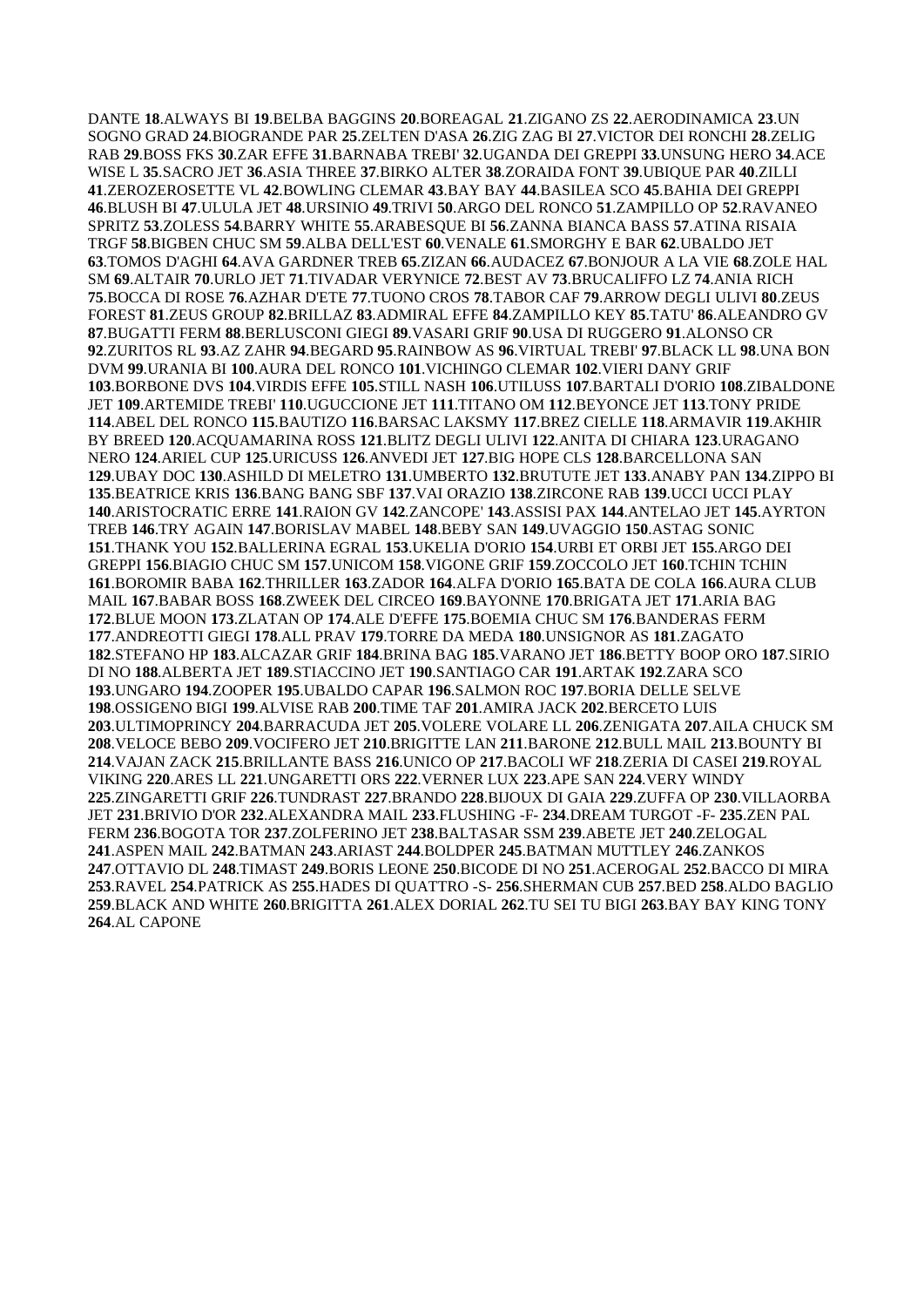DANTE **18**.ALWAYS BI **19**.BELBA BAGGINS **20**.BOREAGAL **21**.ZIGANO ZS **22**.AERODINAMICA **23**.UN SOGNO GRAD **24**.BIOGRANDE PAR **25**.ZELTEN D'ASA **26**.ZIG ZAG BI **27**.VICTOR DEI RONCHI **28**.ZELIG RAB **29**.BOSS FKS **30**.ZAR EFFE **31**.BARNABA TREBI' **32**.UGANDA DEI GREPPI **33**.UNSUNG HERO **34**.ACE WISE L **35**.SACRO JET **36**.ASIA THREE **37**.BIRKO ALTER **38**.ZORAIDA FONT **39**.UBIQUE PAR **40**.ZILLI **41**.ZEROZEROSETTE VL **42**.BOWLING CLEMAR **43**.BAY BAY **44**.BASILEA SCO **45**.BAHIA DEI GREPPI **46**.BLUSH BI **47**.ULULA JET **48**.URSINIO **49**.TRIVI **50**.ARGO DEL RONCO **51**.ZAMPILLO OP **52**.RAVANEO SPRITZ **53**.ZOLESS **54**.BARRY WHITE **55**.ARABESQUE BI **56**.ZANNA BIANCA BASS **57**.ATINA RISAIA TRGF **58**.BIGBEN CHUC SM **59**.ALBA DELL'EST **60**.VENALE **61**.SMORGHY E BAR **62**.UBALDO JET **63**.TOMOS D'AGHI **64**.AVA GARDNER TREB **65**.ZIZAN **66**.AUDACEZ **67**.BONJOUR A LA VIE **68**.ZOLE HAL SM **69**.ALTAIR **70**.URLO JET **71**.TIVADAR VERYNICE **72**.BEST AV **73**.BRUCALIFFO LZ **74**.ANIA RICH **75**.BOCCA DI ROSE **76**.AZHAR D'ETE **77**.TUONO CROS **78**.TABOR CAF **79**.ARROW DEGLI ULIVI **80**.ZEUS FOREST **81**.ZEUS GROUP **82**.BRILLAZ **83**.ADMIRAL EFFE **84**.ZAMPILLO KEY **85**.TATU' **86**.ALEANDRO GV **87**.BUGATTI FERM **88**.BERLUSCONI GIEGI **89**.VASARI GRIF **90**.USA DI RUGGERO **91**.ALONSO CR **92**.ZURITOS RL **93**.AZ ZAHR **94**.BEGARD **95**.RAINBOW AS **96**.VIRTUAL TREBI' **97**.BLACK LL **98**.UNA BON DVM **99**.URANIA BI **100**.AURA DEL RONCO **101**.VICHINGO CLEMAR **102**.VIERI DANY GRIF **103**.BORBONE DVS **104**.VIRDIS EFFE **105**.STILL NASH **106**.UTILUSS **107**.BARTALI D'ORIO **108**.ZIBALDONE JET **109**.ARTEMIDE TREBI' **110**.UGUCCIONE JET **111**.TITANO OM **112**.BEYONCE JET **113**.TONY PRIDE **114**.ABEL DEL RONCO **115**.BAUTIZO **116**.BARSAC LAKSMY **117**.BREZ CIELLE **118**.ARMAVIR **119**.AKHIR BY BREED **120**.ACQUAMARINA ROSS **121**.BLITZ DEGLI ULIVI **122**.ANITA DI CHIARA **123**.URAGANO NERO **124**.ARIEL CUP **125**.URICUSS **126**.ANVEDI JET **127**.BIG HOPE CLS **128**.BARCELLONA SAN **129**.UBAY DOC **130**.ASHILD DI MELETRO **131**.UMBERTO **132**.BRUTUTE JET **133**.ANABY PAN **134**.ZIPPO BI **135**.BEATRICE KRIS **136**.BANG BANG SBF **137**.VAI ORAZIO **138**.ZIRCONE RAB **139**.UCCI UCCI PLAY **140**.ARISTOCRATIC ERRE **141**.RAION GV **142**.ZANCOPE' **143**.ASSISI PAX **144**.ANTELAO JET **145**.AYRTON TREB **146**.TRY AGAIN **147**.BORISLAV MABEL **148**.BEBY SAN **149**.UVAGGIO **150**.ASTAG SONIC **151**.THANK YOU **152**.BALLERINA EGRAL **153**.UKELIA D'ORIO **154**.URBI ET ORBI JET **155**.ARGO DEI GREPPI **156**.BIAGIO CHUC SM **157**.UNICOM **158**.VIGONE GRIF **159**.ZOCCOLO JET **160**.TCHIN TCHIN **161**.BOROMIR BABA **162**.THRILLER **163**.ZADOR **164**.ALFA D'ORIO **165**.BATA DE COLA **166**.AURA CLUB MAIL **167**.BABAR BOSS **168**.ZWEEK DEL CIRCEO **169**.BAYONNE **170**.BRIGATA JET **171**.ARIA BAG **172**.BLUE MOON **173**.ZLATAN OP **174**.ALE D'EFFE **175**.BOEMIA CHUC SM **176**.BANDERAS FERM **177**.ANDREOTTI GIEGI **178**.ALL PRAV **179**.TORRE DA MEDA **180**.UNSIGNOR AS **181**.ZAGATO **182**.STEFANO HP **183**.ALCAZAR GRIF **184**.BRINA BAG **185**.VARANO JET **186**.BETTY BOOP ORO **187**.SIRIO DI NO **188**.ALBERTA JET **189**.STIACCINO JET **190**.SANTIAGO CAR **191**.ARTAK **192**.ZARA SCO **193**.UNGARO **194**.ZOOPER **195**.UBALDO CAPAR **196**.SALMON ROC **197**.BORIA DELLE SELVE **198**.OSSIGENO BIGI **199**.ALVISE RAB **200**.TIME TAF **201**.AMIRA JACK **202**.BERCETO LUIS **203**.ULTIMOPRINCY **204**.BARRACUDA JET **205**.VOLERE VOLARE LL **206**.ZENIGATA **207**.AILA CHUCK SM **208**.VELOCE BEBO **209**.VOCIFERO JET **210**.BRIGITTE LAN **211**.BARONE **212**.BULL MAIL **213**.BOUNTY BI **214**.VAJAN ZACK **215**.BRILLANTE BASS **216**.UNICO OP **217**.BACOLI WF **218**.ZERIA DI CASEI **219**.ROYAL VIKING **220**.ARES LL **221**.UNGARETTI ORS **222**.VERNER LUX **223**.APE SAN **224**.VERY WINDY **225**.ZINGARETTI GRIF **226**.TUNDRAST **227**.BRANDO **228**.BIJOUX DI GAIA **229**.ZUFFA OP **230**.VILLAORBA JET **231**.BRIVIO D'OR **232**.ALEXANDRA MAIL **233**.FLUSHING -F- **234**.DREAM TURGOT -F- **235**.ZEN PAL FERM **236**.BOGOTA TOR **237**.ZOLFERINO JET **238**.BALTASAR SSM **239**.ABETE JET **240**.ZELOGAL **241**.ASPEN MAIL **242**.BATMAN **243**.ARIAST **244**.BOLDPER **245**.BATMAN MUTTLEY **246**.ZANKOS **247**.OTTAVIO DL **248**.TIMAST **249**.BORIS LEONE **250**.BICODE DI NO **251**.ACEROGAL **252**.BACCO DI MIRA **253**.RAVEL **254**.PATRICK AS **255**.HADES DI QUATTRO -S- **256**.SHERMAN CUB **257**.BED **258**.ALDO BAGLIO **259**.BLACK AND WHITE **260**.BRIGITTA **261**.ALEX DORIAL **262**.TU SEI TU BIGI **263**.BAY BAY KING TONY **264**.AL CAPONE